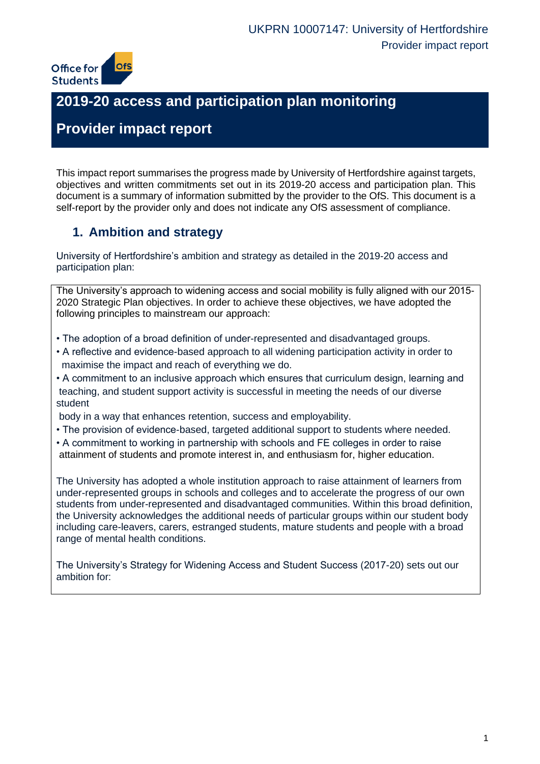# 2019-20 access and participation plan monitoring

# Provider impact report

This impact report summarises the progress made by University of Hertfordshire against targets, objectives and written commitments set out in its 2019-20 access and participation plan. This document is a summary of information submitted by the provider to the OfS. This document is a self-report by the provider only and does not indicate any OfS assessment of compliance.

## 1. Ambition and strategy

University of Hertfordshire's ambition and strategy as detailed in the 2019-20 access and participation plan:

The University's approach to widening access and social mobility is fully aligned with our 2015-2020 Strategic Plan objectives. In order to achieve these objectives, we have adopted the following principles to mainstream our approach:

- The adoption of a broad definition of under-represented and disadvantaged groups.
- A reflective and evidence-based approach to all widening participation activity in order to maximise the impact and reach of everything we do.
- A commitment to an inclusive approach which ensures that curriculum design, learning and teaching, and student support activity is successful in meeting the needs of our diverse student body in a way that enhances retention, success and employability.
- The provision of evidence-based, targeted additional support to students where needed.
- A commitment to working in partnership with schools and FE colleges in order to raise attainment of students and promote interest in, and enthusiasm for, higher education.

The University has adopted a whole institution approach to raise attainment of learners from under-represented groups in schools and colleges and to accelerate the progress of our own students from under-represented and disadvantaged communities. Within this broad definition, the University acknowledges the additional needs of particular groups within our student body including care-leavers, carers, estranged students, mature students and people with a broad range of mental health conditions.

The University's Strategy for Widening Access and Student Success (2017-20) sets out our ambition for: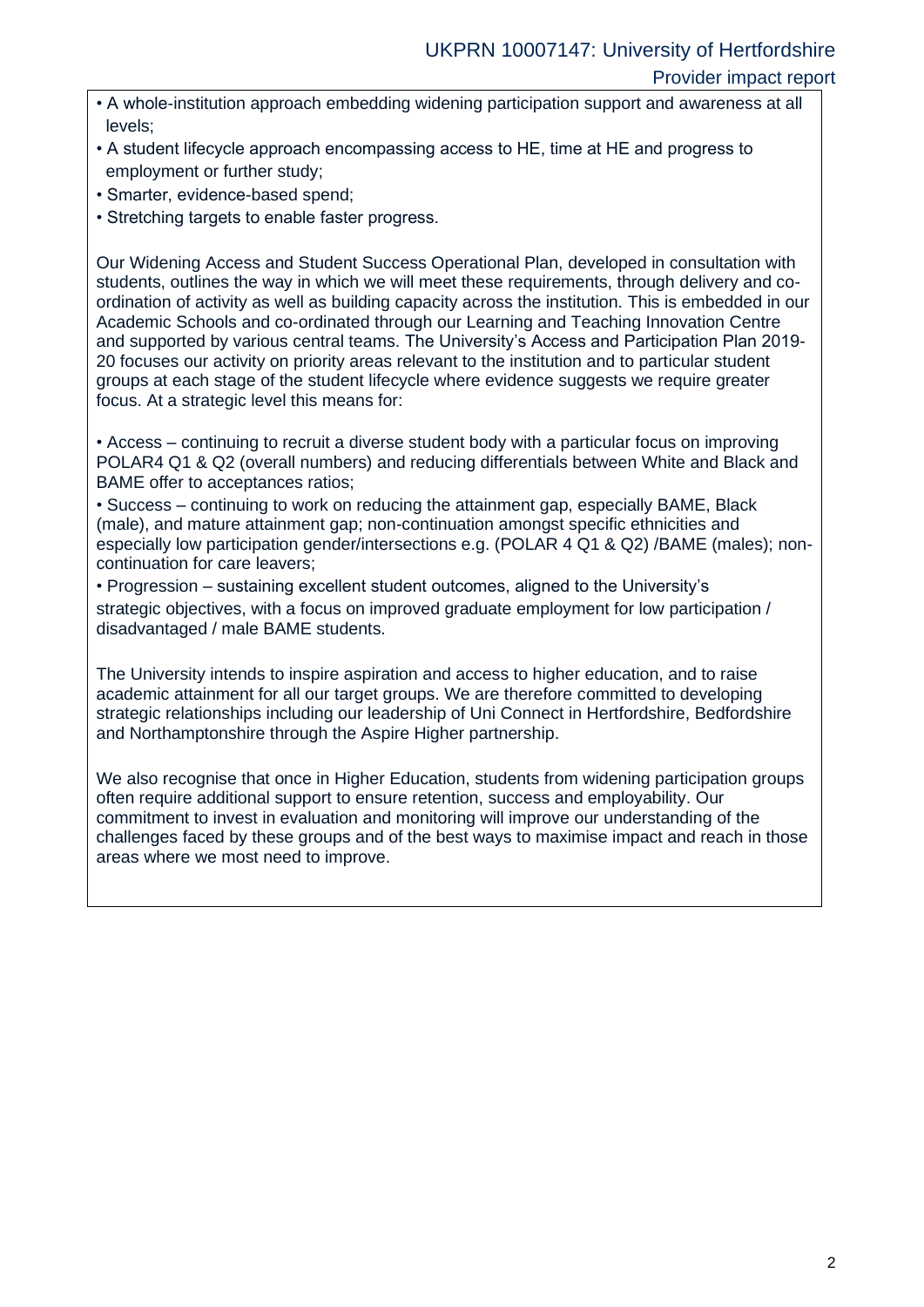- A whole-institution approach embedding widening participation support and awareness at all levels;
- A student lifecycle approach encompassing access to HE, time at HE and progress to employment or further study;
- Smarter, evidence-based spend;
- Stretching targets to enable faster progress.

Our Widening Access and Student Success Operational Plan, developed in consultation with students, outlines the way in which we will meet these requirements, through delivery and co-ordination of activity as well as building capacity across the institution. This is embedded in our Academic Schools and co-ordinated through our Learning and Teaching Innovation Centre and supported by various central teams. The University's Access and Participation Plan 2019-20 focuses our activity on priority areas relevant to the institution and to particular student groups at each stage of the student lifecycle where evidence suggests we require greater focus. At a strategic level this means for:

- Access – continuing to recruit a diverse student body with a particular focus on improving POLAR4 Q1 & Q2 (overall numbers) and reducing differentials between White and Black and BAME offer to acceptances ratios;
- Success – continuing to work on reducing the attainment gap, especially BAME, Black (male), and mature attainment gap; non-continuation amongst specific ethnicities and especially low participation gender/intersections e.g. (POLAR 4 Q1 & Q2) /BAME (males); non-continuation for care leavers;
- Progression – sustaining excellent student outcomes, aligned to the University's strategic objectives, with a focus on improved graduate employment for low participation / disadvantaged / male BAME students.

The University intends to inspire aspiration and access to higher education, and to raise academic attainment for all our target groups. We are therefore committed to developing strategic relationships including our leadership of Uni Connect in Hertfordshire, Bedfordshire and Northamptonshire through the Aspire Higher partnership.

We also recognise that once in Higher Education, students from widening participation groups often require additional support to ensure retention, success and employability. Our commitment to invest in evaluation and monitoring will improve our understanding of the challenges faced by these groups and of the best ways to maximise impact and reach in those areas where we most need to improve.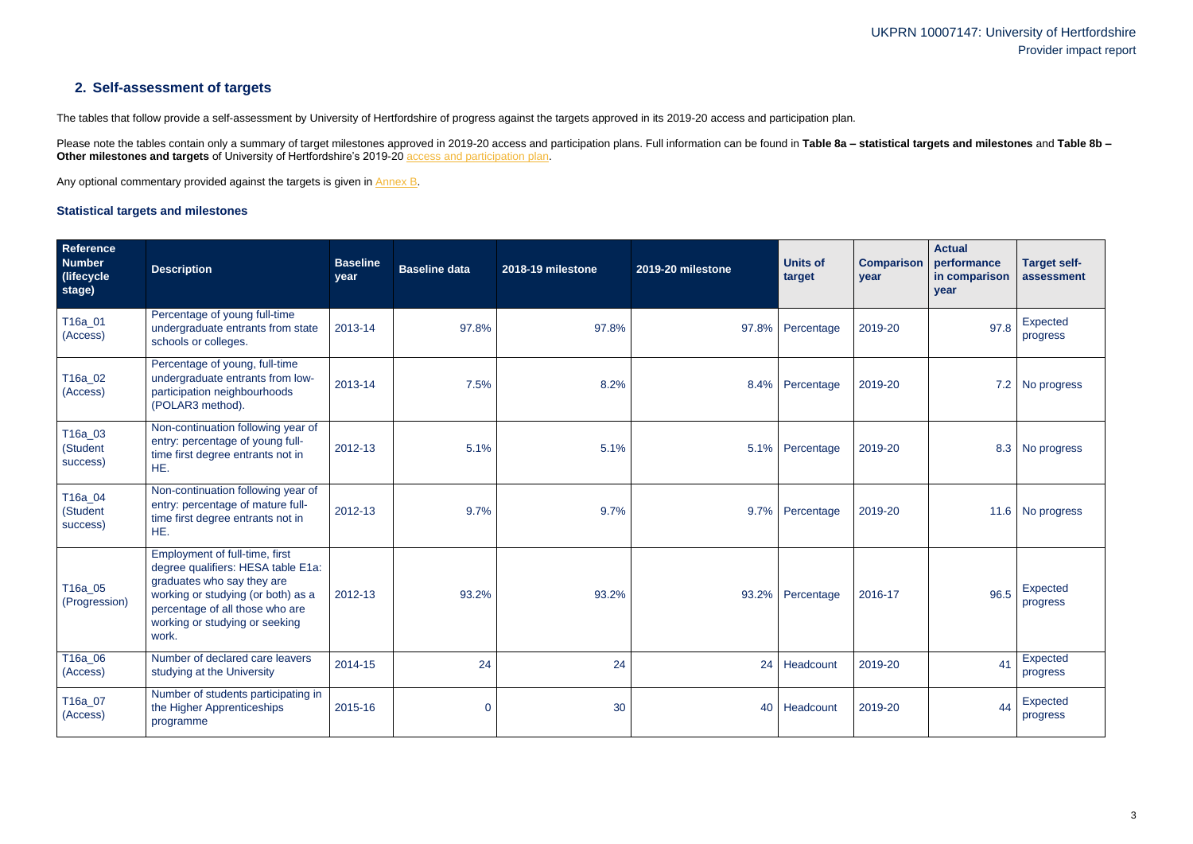## 2. Self-assessment of targets

The tables that follow provide a self-assessment by University of Hertfordshire of progress against the targets approved in its 2019-20 access and participation plan.

Please note the tables contain only a summary of target milestones approved in 2019-20 access and participation plans. Full information can be found in **Table 8a – statistical targets and milestones** and **Table 8b – Other milestones and targets** of University of Hertfordshire's 2019-20 access and participation plan.

Any optional commentary provided against the targets is given in Annex B.

### Statistical targets and milestones

| Reference Number (lifecycle stage) | Description | Baseline year | Baseline data | 2018-19 milestone | 2019-20 milestone | Units of target | Comparison year | Actual performance in comparison year | Target self-assessment |
|---|---|---|---|---|---|---|---|---|---|
| T16a_01 (Access) | Percentage of young full-time undergraduate entrants from state schools or colleges. | 2013-14 | 97.8% | 97.8% | 97.8% | Percentage | 2019-20 | 97.8 | Expected progress |
| T16a_02 (Access) | Percentage of young, full-time undergraduate entrants from low-participation neighbourhoods (POLAR3 method). | 2013-14 | 7.5% | 8.2% | 8.4% | Percentage | 2019-20 | 7.2 | No progress |
| T16a_03 (Student success) | Non-continuation following year of entry: percentage of young full-time first degree entrants not in HE. | 2012-13 | 5.1% | 5.1% | 5.1% | Percentage | 2019-20 | 8.3 | No progress |
| T16a_04 (Student success) | Non-continuation following year of entry: percentage of mature full-time first degree entrants not in HE. | 2012-13 | 9.7% | 9.7% | 9.7% | Percentage | 2019-20 | 11.6 | No progress |
| T16a_05 (Progression) | Employment of full-time, first degree qualifiers: HESA table E1a: graduates who say they are working or studying (or both) as a percentage of all those who are working or studying or seeking work. | 2012-13 | 93.2% | 93.2% | 93.2% | Percentage | 2016-17 | 96.5 | Expected progress |
| T16a_06 (Access) | Number of declared care leavers studying at the University | 2014-15 | 24 | 24 | 24 | Headcount | 2019-20 | 41 | Expected progress |
| T16a_07 (Access) | Number of students participating in the Higher Apprenticeships programme | 2015-16 | 0 | 30 | 40 | Headcount | 2019-20 | 44 | Expected progress |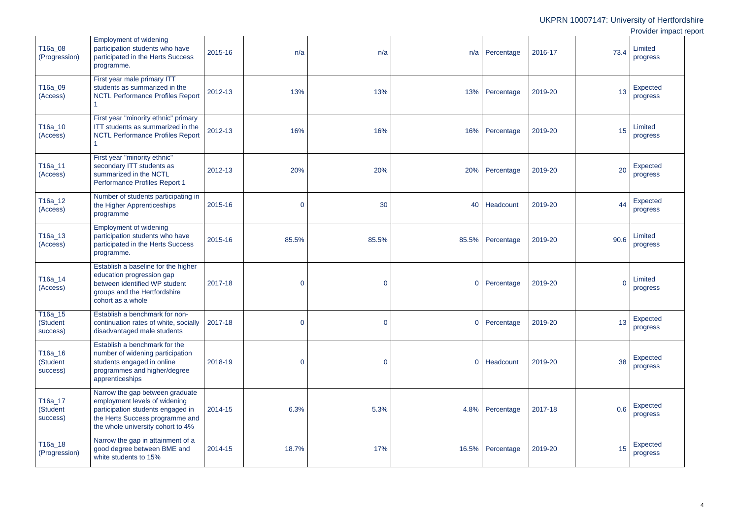| | | | | | | | | | |
|---|---|---|---|---|---|---|---|---|---|
| T16a_08 (Progression) | Employment of widening participation students who have participated in the Herts Success programme. | 2015-16 | n/a | n/a | n/a | Percentage | 2016-17 | 73.4 | Limited progress |
| T16a_09 (Access) | First year male primary ITT students as summarized in the NCTL Performance Profiles Report 1 | 2012-13 | 13% | 13% | 13% | Percentage | 2019-20 | 13 | Expected progress |
| T16a_10 (Access) | First year "minority ethnic" primary ITT students as summarized in the NCTL Performance Profiles Report 1 | 2012-13 | 16% | 16% | 16% | Percentage | 2019-20 | 15 | Limited progress |
| T16a_11 (Access) | First year "minority ethnic" secondary ITT students as summarized in the NCTL Performance Profiles Report 1 | 2012-13 | 20% | 20% | 20% | Percentage | 2019-20 | 20 | Expected progress |
| T16a_12 (Access) | Number of students participating in the Higher Apprenticeships programme | 2015-16 | 0 | 30 | 40 | Headcount | 2019-20 | 44 | Expected progress |
| T16a_13 (Access) | Employment of widening participation students who have participated in the Herts Success programme. | 2015-16 | 85.5% | 85.5% | 85.5% | Percentage | 2019-20 | 90.6 | Limited progress |
| T16a_14 (Access) | Establish a baseline for the higher education progression gap between identified WP student groups and the Hertfordshire cohort as a whole | 2017-18 | 0 | 0 | 0 | Percentage | 2019-20 | 0 | Limited progress |
| T16a_15 (Student success) | Establish a benchmark for non-continuation rates of white, socially disadvantaged male students | 2017-18 | 0 | 0 | 0 | Percentage | 2019-20 | 13 | Expected progress |
| T16a_16 (Student success) | Establish a benchmark for the number of widening participation students engaged in online programmes and higher/degree apprenticeships | 2018-19 | 0 | 0 | 0 | Headcount | 2019-20 | 38 | Expected progress |
| T16a_17 (Student success) | Narrow the gap between graduate employment levels of widening participation students engaged in the Herts Success programme and the whole university cohort to 4% | 2014-15 | 6.3% | 5.3% | 4.8% | Percentage | 2017-18 | 0.6 | Expected progress |
| T16a_18 (Progression) | Narrow the gap in attainment of a good degree between BME and white students to 15% | 2014-15 | 18.7% | 17% | 16.5% | Percentage | 2019-20 | 15 | Expected progress |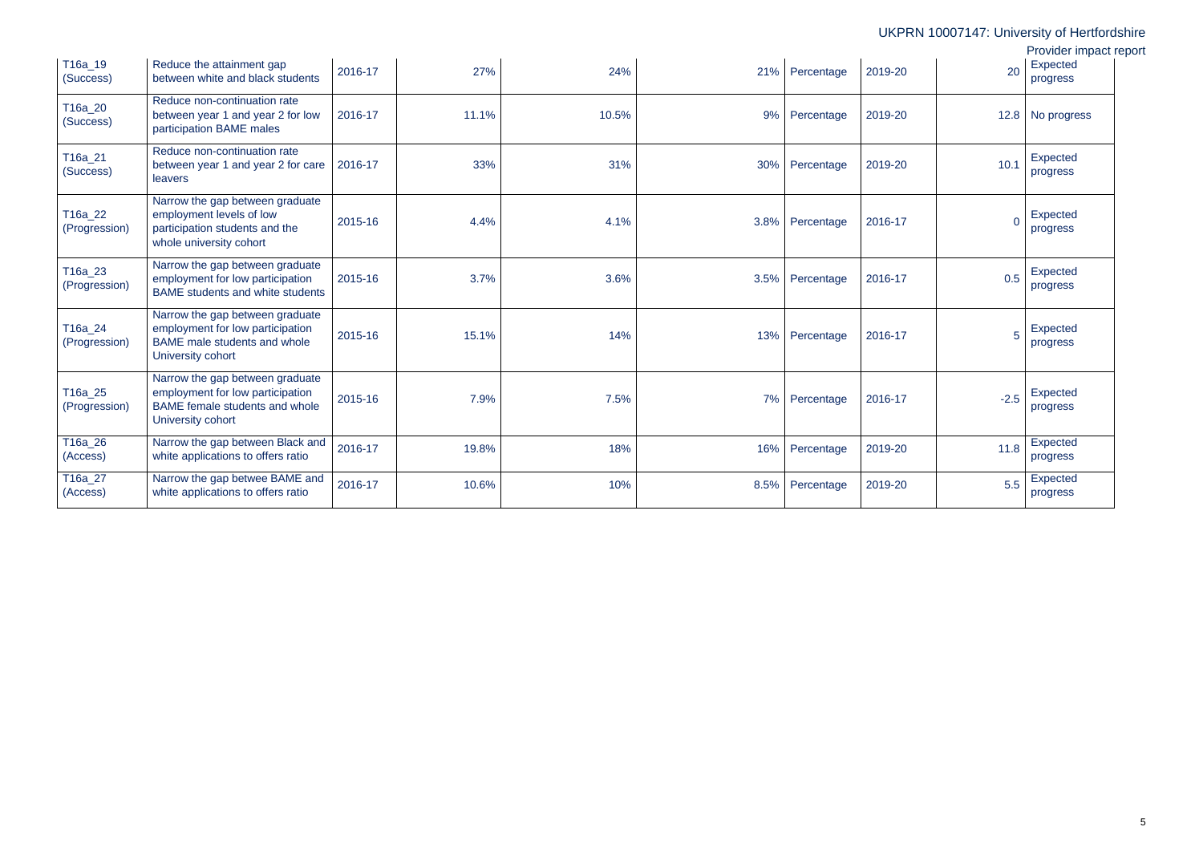| T16a_19 (Success) | Reduce the attainment gap between white and black students | 2016-17 | 27% | 24% | 21% | Percentage | 2019-20 | 20 | Expected progress |
|---|---|---|---|---|---|---|---|---|---|
| T16a_20 (Success) | Reduce non-continuation rate between year 1 and year 2 for low participation BAME males | 2016-17 | 11.1% | 10.5% | 9% | Percentage | 2019-20 | 12.8 | No progress |
| T16a_21 (Success) | Reduce non-continuation rate between year 1 and year 2 for care leavers | 2016-17 | 33% | 31% | 30% | Percentage | 2019-20 | 10.1 | Expected progress |
| T16a_22 (Progression) | Narrow the gap between graduate employment levels of low participation students and the whole university cohort | 2015-16 | 4.4% | 4.1% | 3.8% | Percentage | 2016-17 | 0 | Expected progress |
| T16a_23 (Progression) | Narrow the gap between graduate employment for low participation BAME students and white students | 2015-16 | 3.7% | 3.6% | 3.5% | Percentage | 2016-17 | 0.5 | Expected progress |
| T16a_24 (Progression) | Narrow the gap between graduate employment for low participation BAME male students and whole University cohort | 2015-16 | 15.1% | 14% | 13% | Percentage | 2016-17 | 5 | Expected progress |
| T16a_25 (Progression) | Narrow the gap between graduate employment for low participation BAME female students and whole University cohort | 2015-16 | 7.9% | 7.5% | 7% | Percentage | 2016-17 | -2.5 | Expected progress |
| T16a_26 (Access) | Narrow the gap between Black and white applications to offers ratio | 2016-17 | 19.8% | 18% | 16% | Percentage | 2019-20 | 11.8 | Expected progress |
| T16a_27 (Access) | Narrow the gap betwee BAME and white applications to offers ratio | 2016-17 | 10.6% | 10% | 8.5% | Percentage | 2019-20 | 5.5 | Expected progress |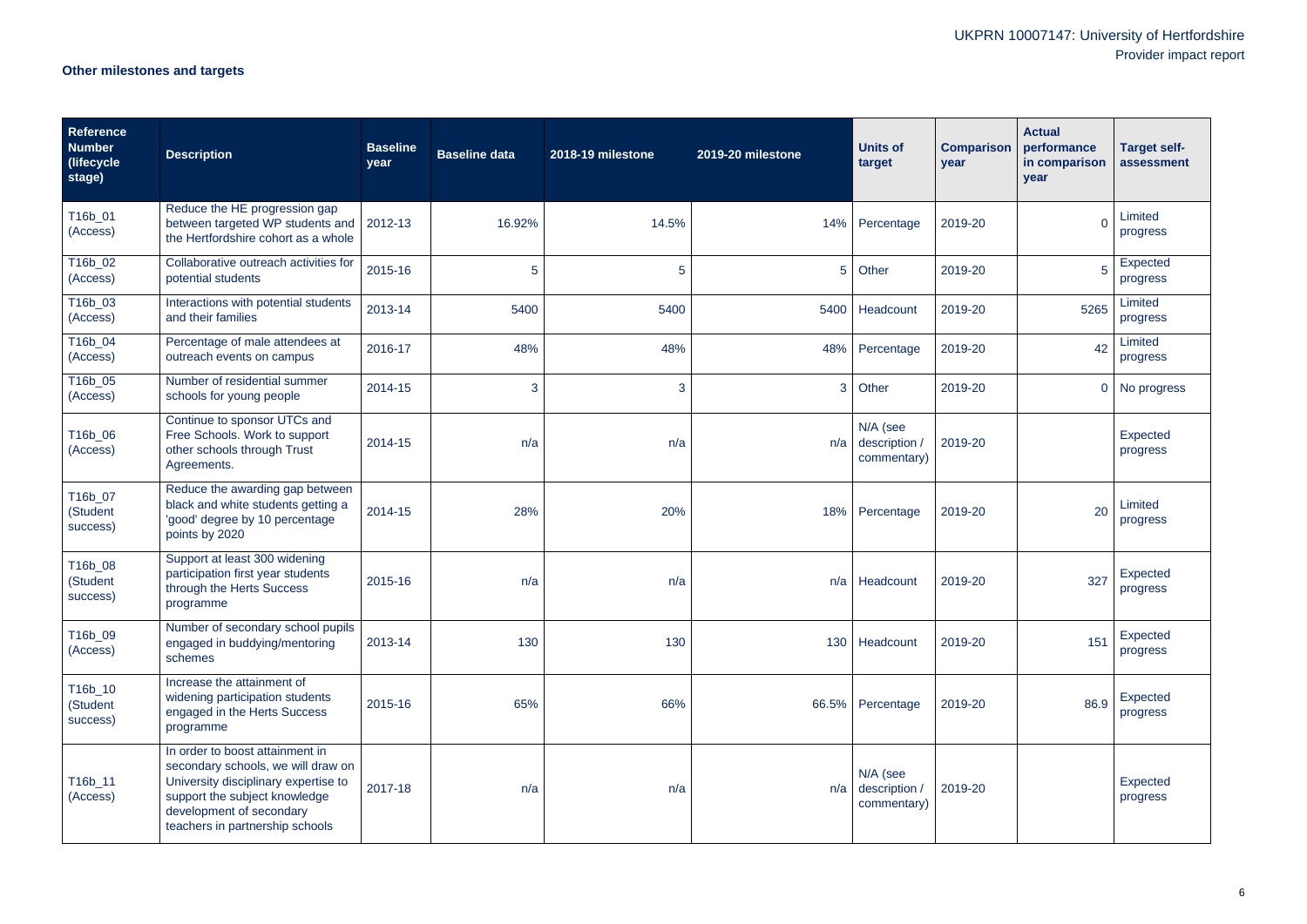## Other milestones and targets

| Reference Number (lifecycle stage) | Description | Baseline year | Baseline data | 2018-19 milestone | 2019-20 milestone | Units of target | Comparison year | Actual performance in comparison year | Target self-assessment |
|---|---|---|---|---|---|---|---|---|---|
| T16b_01 (Access) | Reduce the HE progression gap between targeted WP students and the Hertfordshire cohort as a whole | 2012-13 | 16.92% | 14.5% | 14% | Percentage | 2019-20 | 0 | Limited progress |
| T16b_02 (Access) | Collaborative outreach activities for potential students | 2015-16 | 5 | 5 | 5 | Other | 2019-20 | 5 | Expected progress |
| T16b_03 (Access) | Interactions with potential students and their families | 2013-14 | 5400 | 5400 | 5400 | Headcount | 2019-20 | 5265 | Limited progress |
| T16b_04 (Access) | Percentage of male attendees at outreach events on campus | 2016-17 | 48% | 48% | 48% | Percentage | 2019-20 | 42 | Limited progress |
| T16b_05 (Access) | Number of residential summer schools for young people | 2014-15 | 3 | 3 | 3 | Other | 2019-20 | 0 | No progress |
| T16b_06 (Access) | Continue to sponsor UTCs and Free Schools. Work to support other schools through Trust Agreements. | 2014-15 | n/a | n/a | n/a | N/A (see description / commentary) | 2019-20 | | Expected progress |
| T16b_07 (Student success) | Reduce the awarding gap between black and white students getting a 'good' degree by 10 percentage points by 2020 | 2014-15 | 28% | 20% | 18% | Percentage | 2019-20 | 20 | Limited progress |
| T16b_08 (Student success) | Support at least 300 widening participation first year students through the Herts Success programme | 2015-16 | n/a | n/a | n/a | Headcount | 2019-20 | 327 | Expected progress |
| T16b_09 (Access) | Number of secondary school pupils engaged in buddying/mentoring schemes | 2013-14 | 130 | 130 | 130 | Headcount | 2019-20 | 151 | Expected progress |
| T16b_10 (Student success) | Increase the attainment of widening participation students engaged in the Herts Success programme | 2015-16 | 65% | 66% | 66.5% | Percentage | 2019-20 | 86.9 | Expected progress |
| T16b_11 (Access) | In order to boost attainment in secondary schools, we will draw on University disciplinary expertise to support the subject knowledge development of secondary teachers in partnership schools | 2017-18 | n/a | n/a | n/a | N/A (see description / commentary) | 2019-20 | | Expected progress |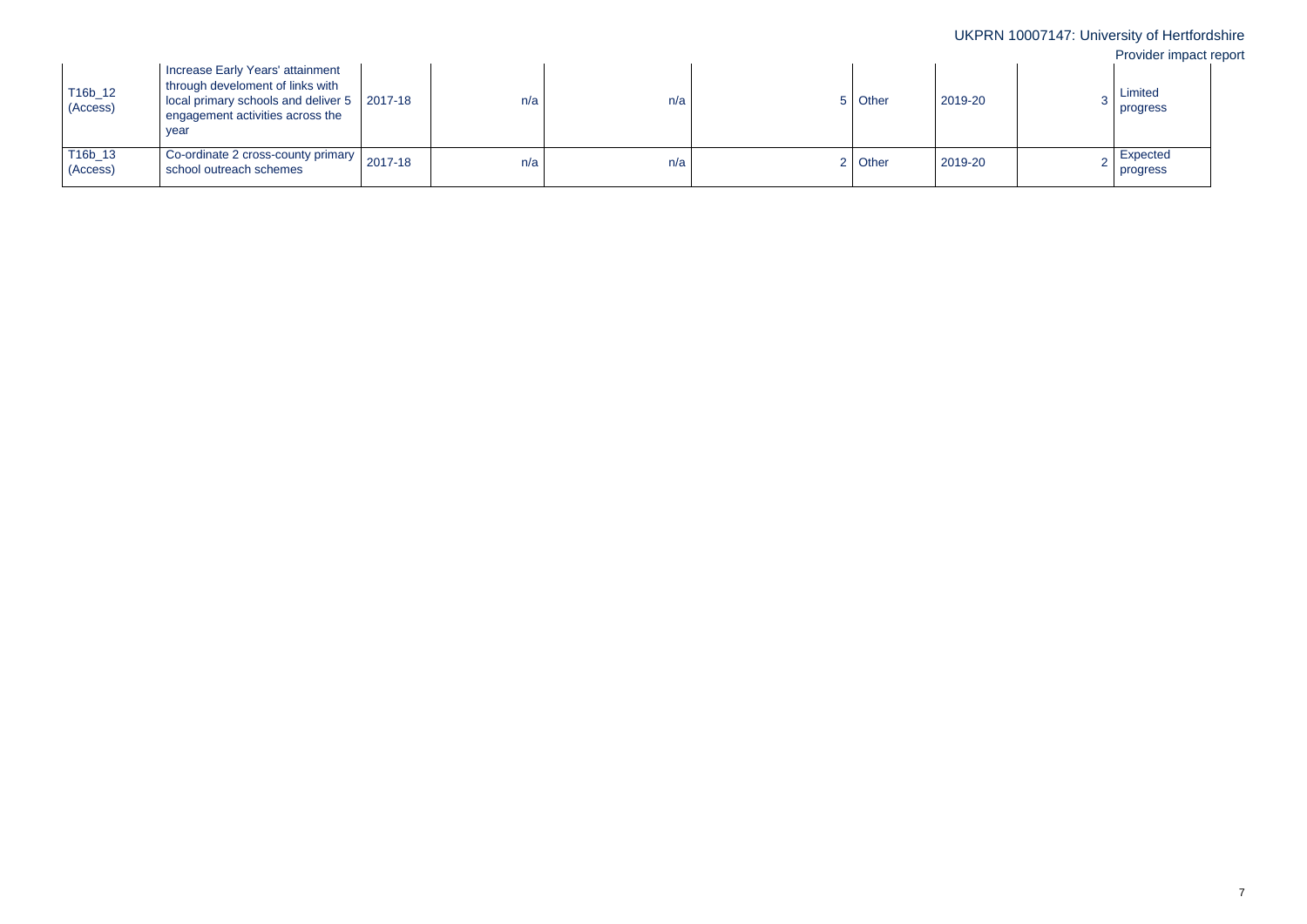| | | | | | | | | | |
|---|---|---|---|---|---|---|---|---|---|
| T16b_12 (Access) | Increase Early Years' attainment through develoment of links with local primary schools and deliver 5 engagement activities across the year | 2017-18 | n/a | n/a | 5 | Other | 2019-20 | 3 | Limited progress |
| T16b_13 (Access) | Co-ordinate 2 cross-county primary school outreach schemes | 2017-18 | n/a | n/a | 2 | Other | 2019-20 | 2 | Expected progress |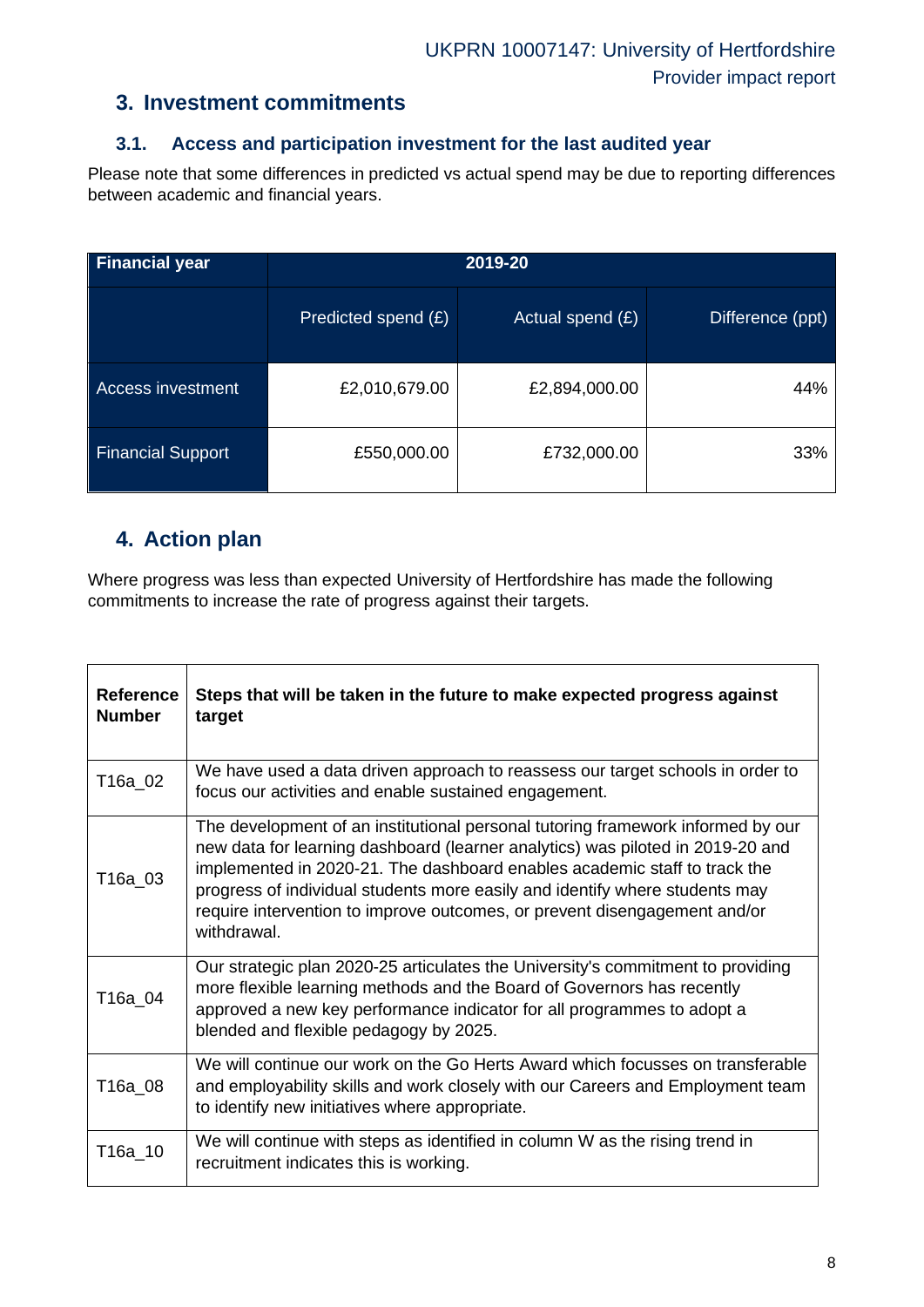## 3. Investment commitments

### 3.1. Access and participation investment for the last audited year

Please note that some differences in predicted vs actual spend may be due to reporting differences between academic and financial years.

| Financial year | 2019-20 | | |
|---|---|---|---|
| | Predicted spend (£) | Actual spend (£) | Difference (ppt) |
| Access investment | £2,010,679.00 | £2,894,000.00 | 44% |
| Financial Support | £550,000.00 | £732,000.00 | 33% |

## 4. Action plan

Where progress was less than expected University of Hertfordshire has made the following commitments to increase the rate of progress against their targets.

| **Reference Number** | **Steps that will be taken in the future to make expected progress against target** |
|---|---|
| T16a_02 | We have used a data driven approach to reassess our target schools in order to focus our activities and enable sustained engagement. |
| T16a_03 | The development of an institutional personal tutoring framework informed by our new data for learning dashboard (learner analytics) was piloted in 2019-20 and implemented in 2020-21. The dashboard enables academic staff to track the progress of individual students more easily and identify where students may require intervention to improve outcomes, or prevent disengagement and/or withdrawal. |
| T16a_04 | Our strategic plan 2020-25 articulates the University's commitment to providing more flexible learning methods and the Board of Governors has recently approved a new key performance indicator for all programmes to adopt a blended and flexible pedagogy by 2025. |
| T16a_08 | We will continue our work on the Go Herts Award which focusses on transferable and employability skills and work closely with our Careers and Employment team to identify new initiatives where appropriate. |
| T16a_10 | We will continue with steps as identified in column W as the rising trend in recruitment indicates this is working. |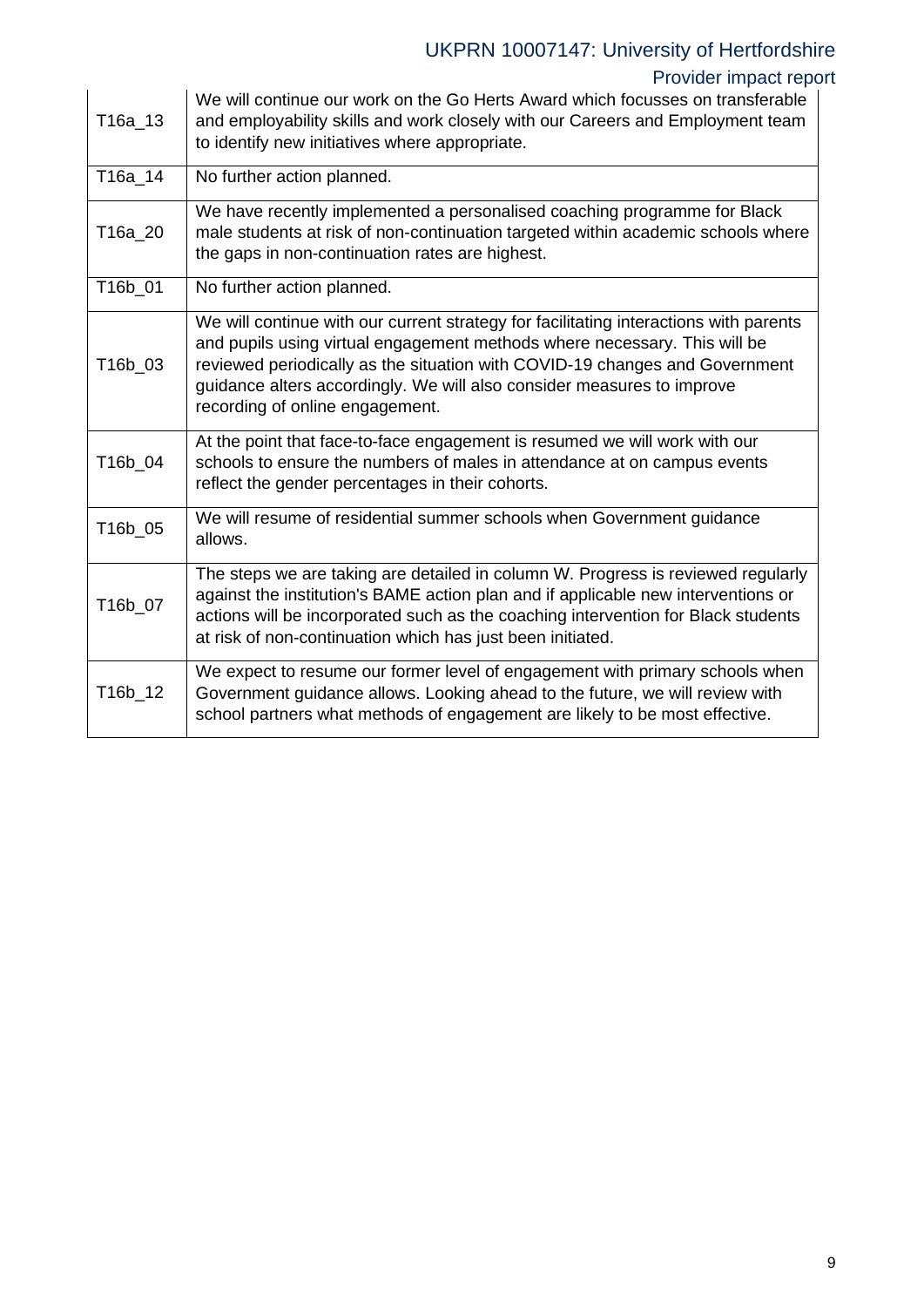| | |
|---|---|
| T16a_13 | We will continue our work on the Go Herts Award which focusses on transferable and employability skills and work closely with our Careers and Employment team to identify new initiatives where appropriate. |
| T16a_14 | No further action planned. |
| T16a_20 | We have recently implemented a personalised coaching programme for Black male students at risk of non-continuation targeted within academic schools where the gaps in non-continuation rates are highest. |
| T16b_01 | No further action planned. |
| T16b_03 | We will continue with our current strategy for facilitating interactions with parents and pupils using virtual engagement methods where necessary. This will be reviewed periodically as the situation with COVID-19 changes and Government guidance alters accordingly. We will also consider measures to improve recording of online engagement. |
| T16b_04 | At the point that face-to-face engagement is resumed we will work with our schools to ensure the numbers of males in attendance at on campus events reflect the gender percentages in their cohorts. |
| T16b_05 | We will resume of residential summer schools when Government guidance allows. |
| T16b_07 | The steps we are taking are detailed in column W. Progress is reviewed regularly against the institution's BAME action plan and if applicable new interventions or actions will be incorporated such as the coaching intervention for Black students at risk of non-continuation which has just been initiated. |
| T16b_12 | We expect to resume our former level of engagement with primary schools when Government guidance allows. Looking ahead to the future, we will review with school partners what methods of engagement are likely to be most effective. |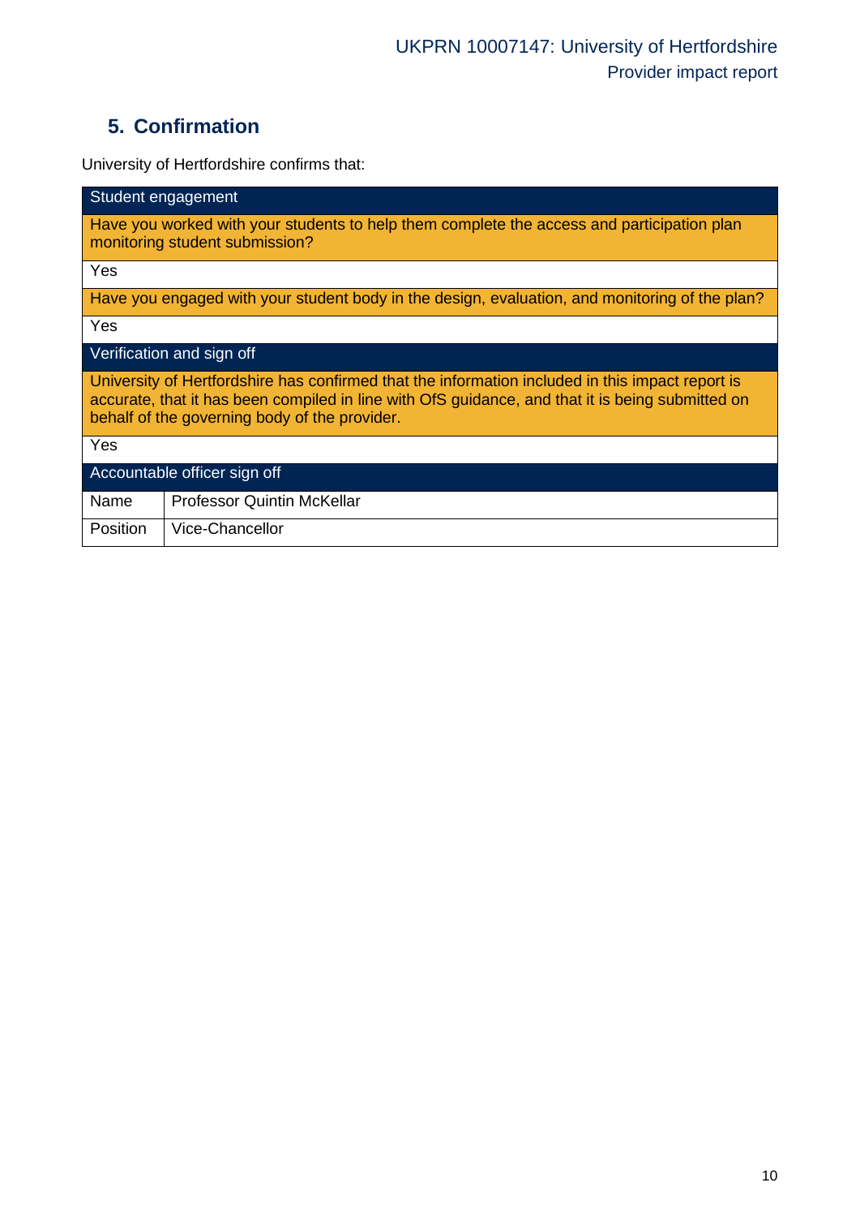## 5. Confirmation

University of Hertfordshire confirms that:

| Student engagement | |
|---|---|
| Have you worked with your students to help them complete the access and participation plan monitoring student submission? | |
| Yes | |
| Have you engaged with your student body in the design, evaluation, and monitoring of the plan? | |
| Yes | |
| **Verification and sign off** | |
| University of Hertfordshire has confirmed that the information included in this impact report is accurate, that it has been compiled in line with OfS guidance, and that it is being submitted on behalf of the governing body of the provider. | |
| Yes | |
| **Accountable officer sign off** | |
| Name | Professor Quintin McKellar |
| Position | Vice-Chancellor |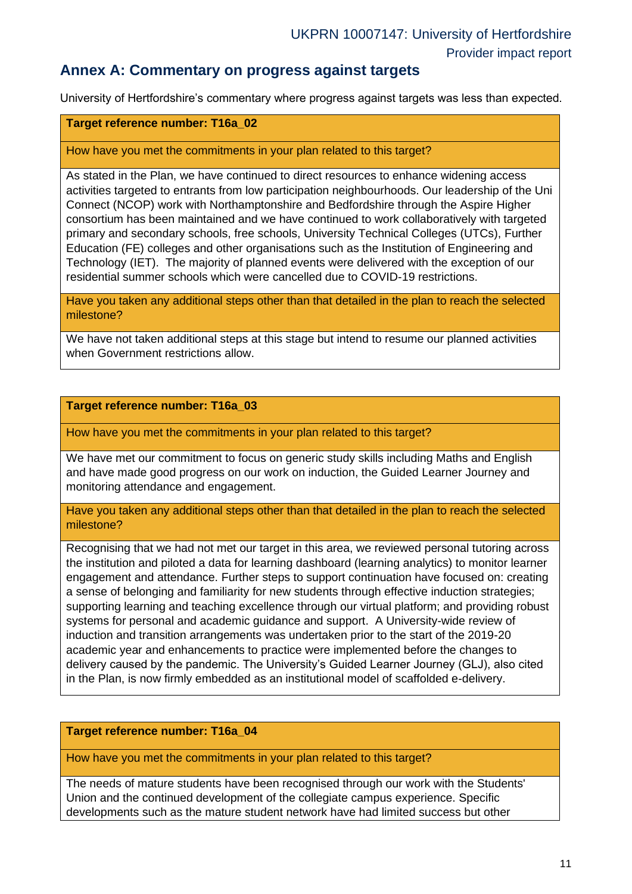## Annex A: Commentary on progress against targets

University of Hertfordshire's commentary where progress against targets was less than expected.

| **Target reference number: T16a_02** |
| --- |
| How have you met the commitments in your plan related to this target? |
| As stated in the Plan, we have continued to direct resources to enhance widening access activities targeted to entrants from low participation neighbourhoods. Our leadership of the Uni Connect (NCOP) work with Northamptonshire and Bedfordshire through the Aspire Higher consortium has been maintained and we have continued to work collaboratively with targeted primary and secondary schools, free schools, University Technical Colleges (UTCs), Further Education (FE) colleges and other organisations such as the Institution of Engineering and Technology (IET). The majority of planned events were delivered with the exception of our residential summer schools which were cancelled due to COVID-19 restrictions. |
| Have you taken any additional steps other than that detailed in the plan to reach the selected milestone? |
| We have not taken additional steps at this stage but intend to resume our planned activities when Government restrictions allow. |

| **Target reference number: T16a_03** |
| --- |
| How have you met the commitments in your plan related to this target? |
| We have met our commitment to focus on generic study skills including Maths and English and have made good progress on our work on induction, the Guided Learner Journey and monitoring attendance and engagement. |
| Have you taken any additional steps other than that detailed in the plan to reach the selected milestone? |
| Recognising that we had not met our target in this area, we reviewed personal tutoring across the institution and piloted a data for learning dashboard (learning analytics) to monitor learner engagement and attendance. Further steps to support continuation have focused on: creating a sense of belonging and familiarity for new students through effective induction strategies; supporting learning and teaching excellence through our virtual platform; and providing robust systems for personal and academic guidance and support. A University-wide review of induction and transition arrangements was undertaken prior to the start of the 2019-20 academic year and enhancements to practice were implemented before the changes to delivery caused by the pandemic. The University's Guided Learner Journey (GLJ), also cited in the Plan, is now firmly embedded as an institutional model of scaffolded e-delivery. |

| **Target reference number: T16a_04** |
| --- |
| How have you met the commitments in your plan related to this target? |
| The needs of mature students have been recognised through our work with the Students' Union and the continued development of the collegiate campus experience. Specific developments such as the mature student network have had limited success but other |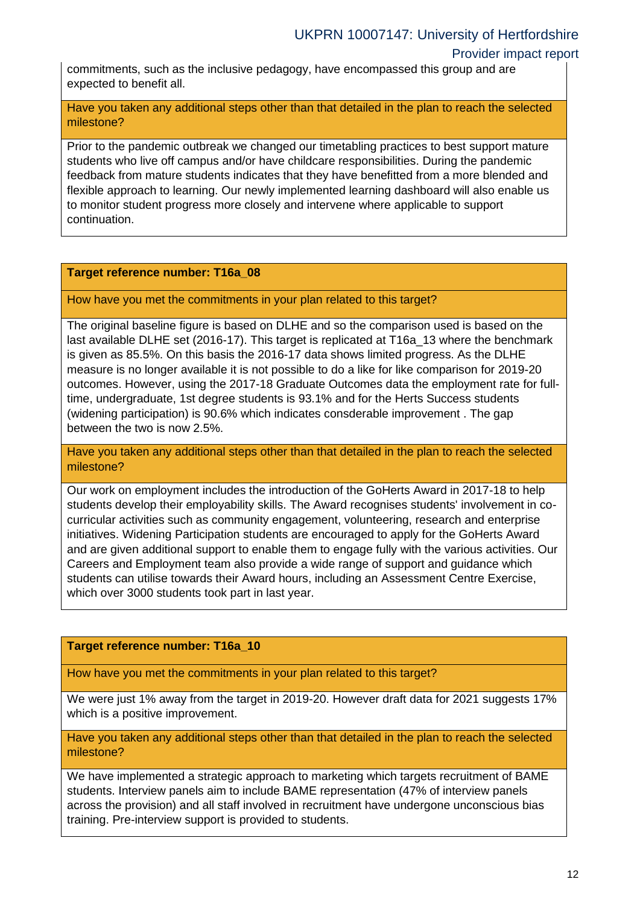commitments, such as the inclusive pedagogy, have encompassed this group and are expected to benefit all.

**Have you taken any additional steps other than that detailed in the plan to reach the selected milestone?**

Prior to the pandemic outbreak we changed our timetabling practices to best support mature students who live off campus and/or have childcare responsibilities. During the pandemic feedback from mature students indicates that they have benefitted from a more blended and flexible approach to learning. Our newly implemented learning dashboard will also enable us to monitor student progress more closely and intervene where applicable to support continuation.

**Target reference number: T16a_08**

**How have you met the commitments in your plan related to this target?**

The original baseline figure is based on DLHE and so the comparison used is based on the last available DLHE set (2016-17). This target is replicated at T16a_13 where the benchmark is given as 85.5%. On this basis the 2016-17 data shows limited progress. As the DLHE measure is no longer available it is not possible to do a like for like comparison for 2019-20 outcomes. However, using the 2017-18 Graduate Outcomes data the employment rate for full-time, undergraduate, 1st degree students is 93.1% and for the Herts Success students (widening participation) is 90.6% which indicates consderable improvement . The gap between the two is now 2.5%.

**Have you taken any additional steps other than that detailed in the plan to reach the selected milestone?**

Our work on employment includes the introduction of the GoHerts Award in 2017-18 to help students develop their employability skills. The Award recognises students' involvement in co-curricular activities such as community engagement, volunteering, research and enterprise initiatives. Widening Participation students are encouraged to apply for the GoHerts Award and are given additional support to enable them to engage fully with the various activities. Our Careers and Employment team also provide a wide range of support and guidance which students can utilise towards their Award hours, including an Assessment Centre Exercise, which over 3000 students took part in last year.

**Target reference number: T16a_10**

**How have you met the commitments in your plan related to this target?**

We were just 1% away from the target in 2019-20. However draft data for 2021 suggests 17% which is a positive improvement.

**Have you taken any additional steps other than that detailed in the plan to reach the selected milestone?**

We have implemented a strategic approach to marketing which targets recruitment of BAME students. Interview panels aim to include BAME representation (47% of interview panels across the provision) and all staff involved in recruitment have undergone unconscious bias training. Pre-interview support is provided to students.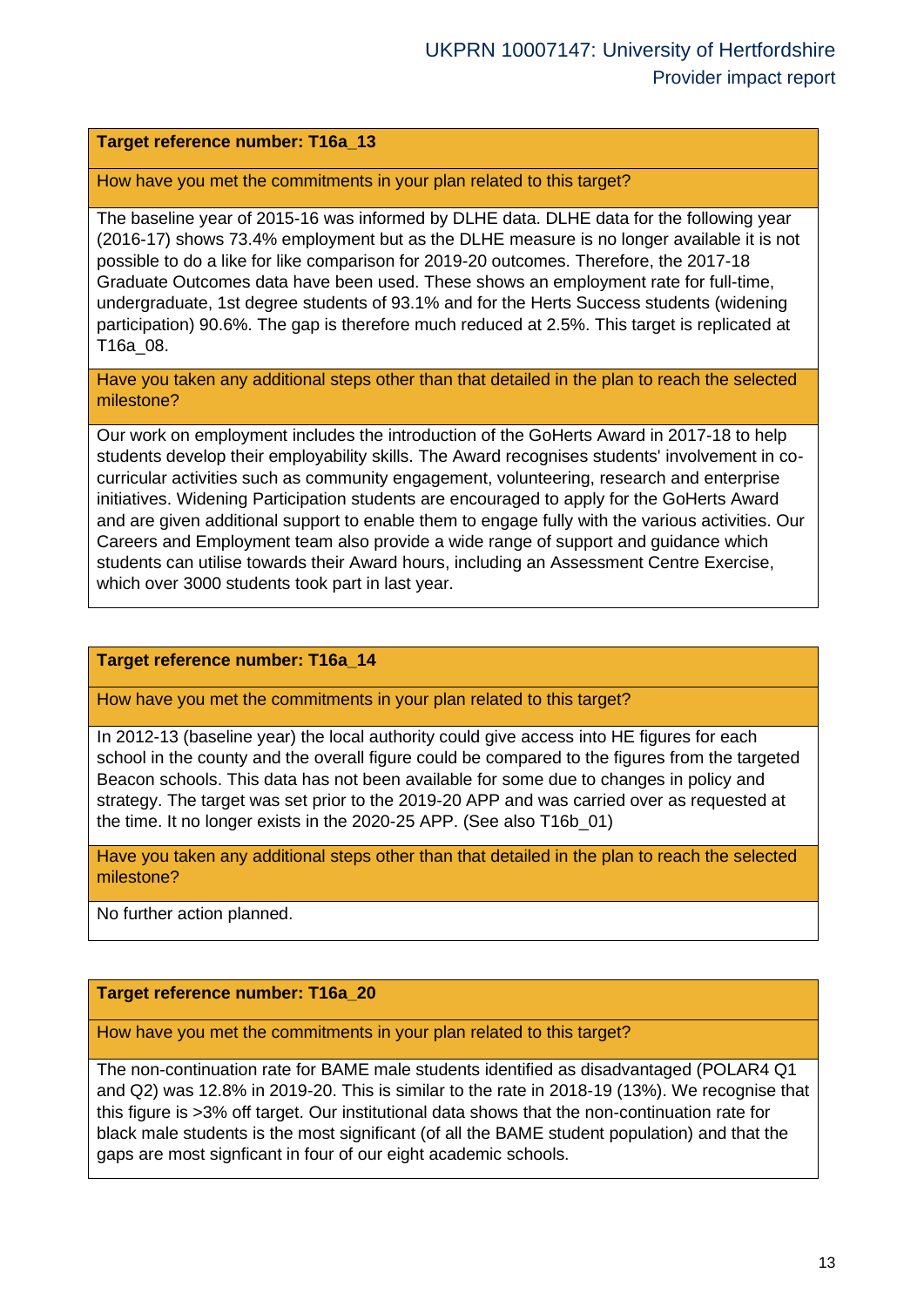**Target reference number: T16a_13**

How have you met the commitments in your plan related to this target?

The baseline year of 2015-16 was informed by DLHE data. DLHE data for the following year (2016-17) shows 73.4% employment but as the DLHE measure is no longer available it is not possible to do a like for like comparison for 2019-20 outcomes. Therefore, the 2017-18 Graduate Outcomes data have been used. These shows an employment rate for full-time, undergraduate, 1st degree students of 93.1% and for the Herts Success students (widening participation) 90.6%. The gap is therefore much reduced at 2.5%. This target is replicated at T16a_08.

Have you taken any additional steps other than that detailed in the plan to reach the selected milestone?

Our work on employment includes the introduction of the GoHerts Award in 2017-18 to help students develop their employability skills. The Award recognises students' involvement in co-curricular activities such as community engagement, volunteering, research and enterprise initiatives. Widening Participation students are encouraged to apply for the GoHerts Award and are given additional support to enable them to engage fully with the various activities. Our Careers and Employment team also provide a wide range of support and guidance which students can utilise towards their Award hours, including an Assessment Centre Exercise, which over 3000 students took part in last year.

**Target reference number: T16a_14**

How have you met the commitments in your plan related to this target?

In 2012-13 (baseline year) the local authority could give access into HE figures for each school in the county and the overall figure could be compared to the figures from the targeted Beacon schools. This data has not been available for some due to changes in policy and strategy. The target was set prior to the 2019-20 APP and was carried over as requested at the time. It no longer exists in the 2020-25 APP. (See also T16b_01)

Have you taken any additional steps other than that detailed in the plan to reach the selected milestone?

No further action planned.

**Target reference number: T16a_20**

How have you met the commitments in your plan related to this target?

The non-continuation rate for BAME male students identified as disadvantaged (POLAR4 Q1 and Q2) was 12.8% in 2019-20. This is similar to the rate in 2018-19 (13%). We recognise that this figure is >3% off target. Our institutional data shows that the non-continuation rate for black male students is the most significant (of all the BAME student population) and that the gaps are most signficant in four of our eight academic schools.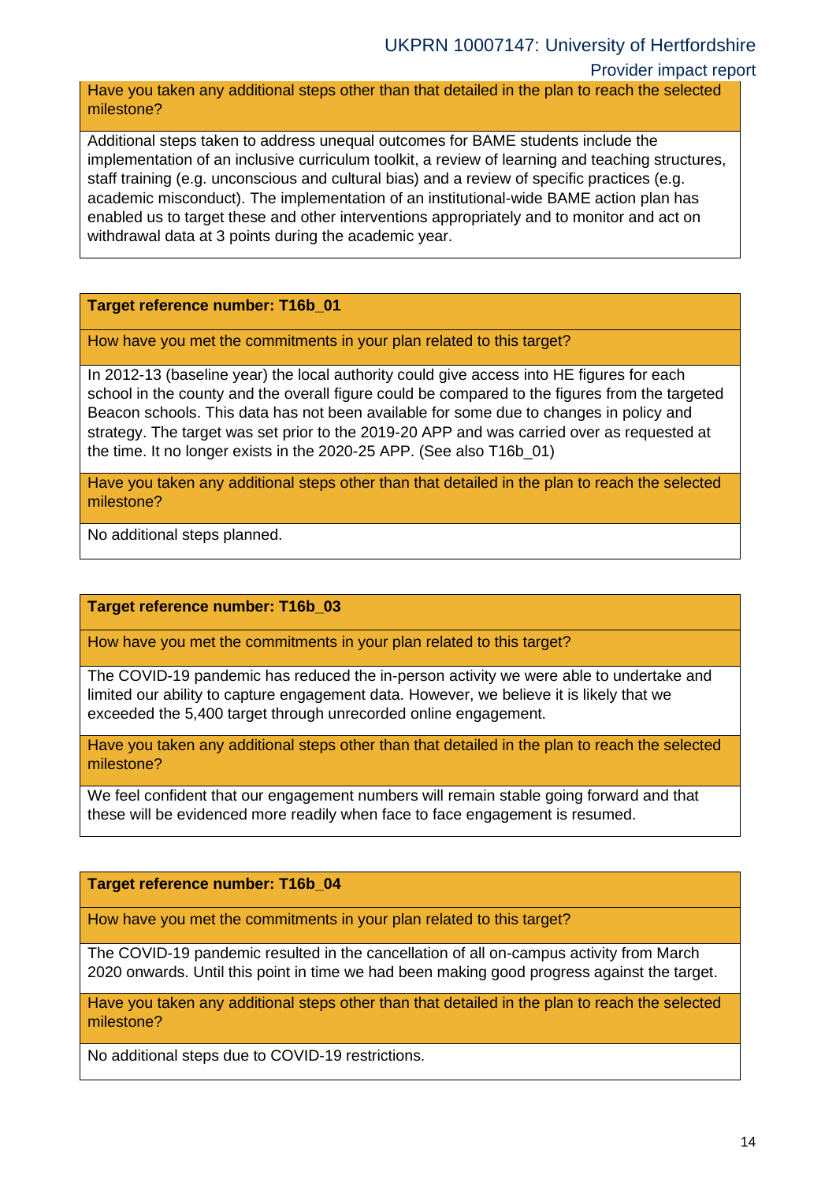| Have you taken any additional steps other than that detailed in the plan to reach the selected milestone? |
|---|
| Additional steps taken to address unequal outcomes for BAME students include the implementation of an inclusive curriculum toolkit, a review of learning and teaching structures, staff training (e.g. unconscious and cultural bias) and a review of specific practices (e.g. academic misconduct). The implementation of an institutional-wide BAME action plan has enabled us to target these and other interventions appropriately and to monitor and act on withdrawal data at 3 points during the academic year. |

| **Target reference number: T16b_01** |
|---|
| How have you met the commitments in your plan related to this target? |
| In 2012-13 (baseline year) the local authority could give access into HE figures for each school in the county and the overall figure could be compared to the figures from the targeted Beacon schools. This data has not been available for some due to changes in policy and strategy. The target was set prior to the 2019-20 APP and was carried over as requested at the time. It no longer exists in the 2020-25 APP. (See also T16b_01) |
| Have you taken any additional steps other than that detailed in the plan to reach the selected milestone? |
| No additional steps planned. |

| **Target reference number: T16b_03** |
|---|
| How have you met the commitments in your plan related to this target? |
| The COVID-19 pandemic has reduced the in-person activity we were able to undertake and limited our ability to capture engagement data. However, we believe it is likely that we exceeded the 5,400 target through unrecorded online engagement. |
| Have you taken any additional steps other than that detailed in the plan to reach the selected milestone? |
| We feel confident that our engagement numbers will remain stable going forward and that these will be evidenced more readily when face to face engagement is resumed. |

| **Target reference number: T16b_04** |
|---|
| How have you met the commitments in your plan related to this target? |
| The COVID-19 pandemic resulted in the cancellation of all on-campus activity from March 2020 onwards. Until this point in time we had been making good progress against the target. |
| Have you taken any additional steps other than that detailed in the plan to reach the selected milestone? |
| No additional steps due to COVID-19 restrictions. |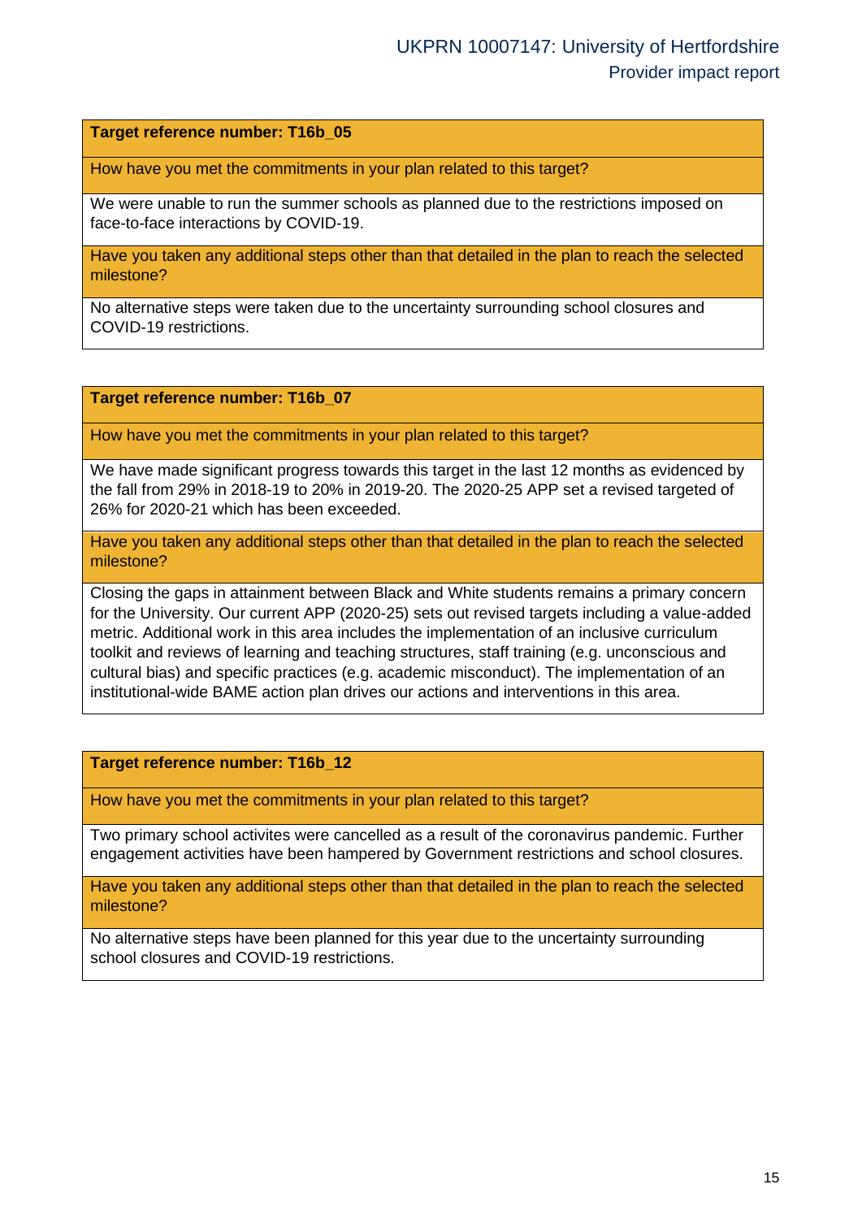| **Target reference number: T16b_05** |
|---|
| How have you met the commitments in your plan related to this target? |
| We were unable to run the summer schools as planned due to the restrictions imposed on face-to-face interactions by COVID-19. |
| Have you taken any additional steps other than that detailed in the plan to reach the selected milestone? |
| No alternative steps were taken due to the uncertainty surrounding school closures and COVID-19 restrictions. |

| **Target reference number: T16b_07** |
|---|
| How have you met the commitments in your plan related to this target? |
| We have made significant progress towards this target in the last 12 months as evidenced by the fall from 29% in 2018-19 to 20% in 2019-20. The 2020-25 APP set a revised targeted of 26% for 2020-21 which has been exceeded. |
| Have you taken any additional steps other than that detailed in the plan to reach the selected milestone? |
| Closing the gaps in attainment between Black and White students remains a primary concern for the University. Our current APP (2020-25) sets out revised targets including a value-added metric. Additional work in this area includes the implementation of an inclusive curriculum toolkit and reviews of learning and teaching structures, staff training (e.g. unconscious and cultural bias) and specific practices (e.g. academic misconduct). The implementation of an institutional-wide BAME action plan drives our actions and interventions in this area. |

| **Target reference number: T16b_12** |
|---|
| How have you met the commitments in your plan related to this target? |
| Two primary school activites were cancelled as a result of the coronavirus pandemic. Further engagement activities have been hampered by Government restrictions and school closures. |
| Have you taken any additional steps other than that detailed in the plan to reach the selected milestone? |
| No alternative steps have been planned for this year due to the uncertainty surrounding school closures and COVID-19 restrictions. |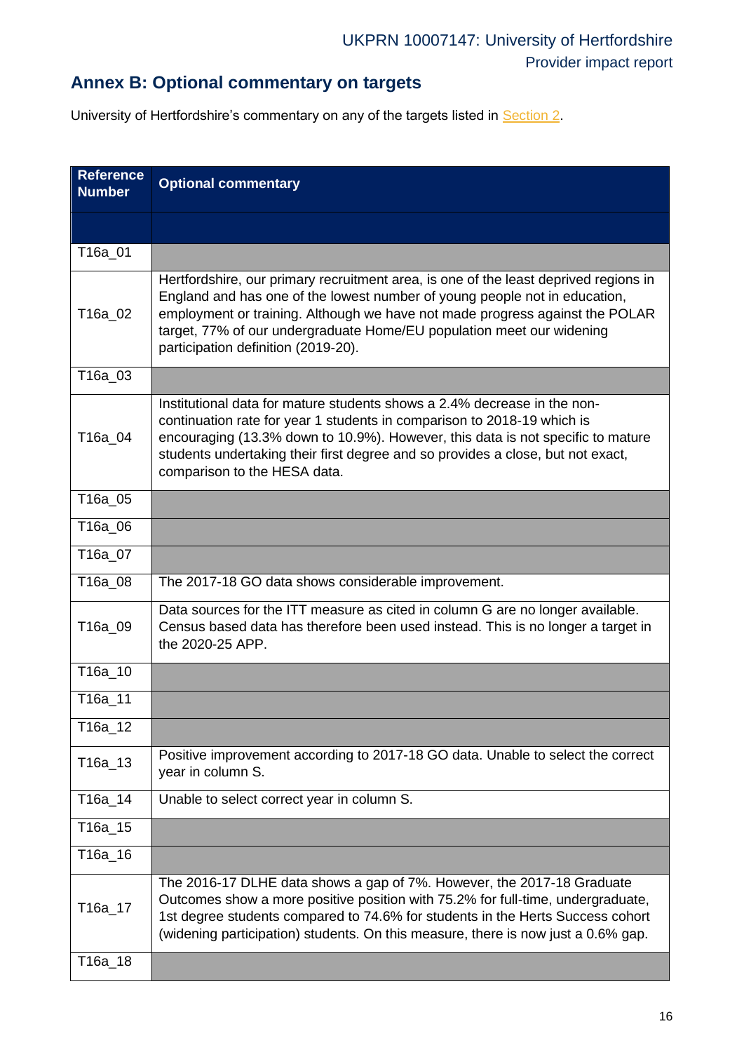## Annex B: Optional commentary on targets

University of Hertfordshire's commentary on any of the targets listed in Section 2.

| Reference Number | Optional commentary |
|---|---|
| | |
| T16a_01 | |
| T16a_02 | Hertfordshire, our primary recruitment area, is one of the least deprived regions in England and has one of the lowest number of young people not in education, employment or training. Although we have not made progress against the POLAR target, 77% of our undergraduate Home/EU population meet our widening participation definition (2019-20). |
| T16a_03 | |
| T16a_04 | Institutional data for mature students shows a 2.4% decrease in the non-continuation rate for year 1 students in comparison to 2018-19 which is encouraging (13.3% down to 10.9%). However, this data is not specific to mature students undertaking their first degree and so provides a close, but not exact, comparison to the HESA data. |
| T16a_05 | |
| T16a_06 | |
| T16a_07 | |
| T16a_08 | The 2017-18 GO data shows considerable improvement. |
| T16a_09 | Data sources for the ITT measure as cited in column G are no longer available. Census based data has therefore been used instead. This is no longer a target in the 2020-25 APP. |
| T16a_10 | |
| T16a_11 | |
| T16a_12 | |
| T16a_13 | Positive improvement according to 2017-18 GO data. Unable to select the correct year in column S. |
| T16a_14 | Unable to select correct year in column S. |
| T16a_15 | |
| T16a_16 | |
| T16a_17 | The 2016-17 DLHE data shows a gap of 7%. However, the 2017-18 Graduate Outcomes show a more positive position with 75.2% for full-time, undergraduate, 1st degree students compared to 74.6% for students in the Herts Success cohort (widening participation) students. On this measure, there is now just a 0.6% gap. |
| T16a_18 | |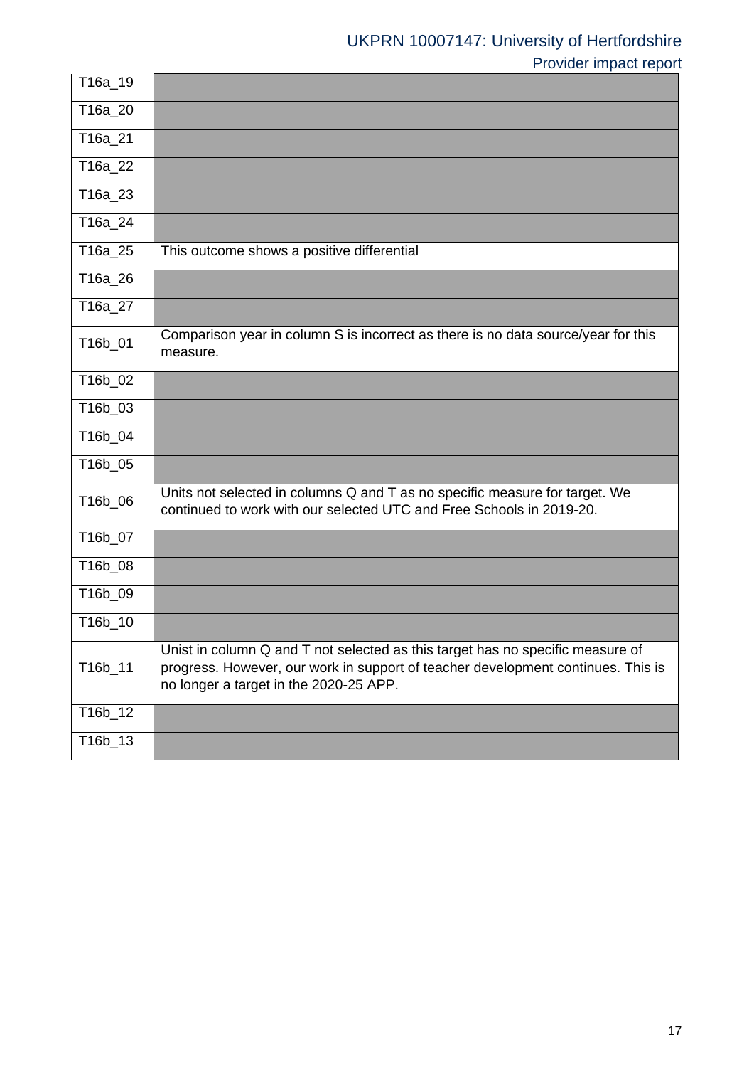| | |
|---|---|
| T16a_19 | |
| T16a_20 | |
| T16a_21 | |
| T16a_22 | |
| T16a_23 | |
| T16a_24 | |
| T16a_25 | This outcome shows a positive differential |
| T16a_26 | |
| T16a_27 | |
| T16b_01 | Comparison year in column S is incorrect as there is no data source/year for this measure. |
| T16b_02 | |
| T16b_03 | |
| T16b_04 | |
| T16b_05 | |
| T16b_06 | Units not selected in columns Q and T as no specific measure for target. We continued to work with our selected UTC and Free Schools in 2019-20. |
| T16b_07 | |
| T16b_08 | |
| T16b_09 | |
| T16b_10 | |
| T16b_11 | Unist in column Q and T not selected as this target has no specific measure of progress. However, our work in support of teacher development continues. This is no longer a target in the 2020-25 APP. |
| T16b_12 | |
| T16b_13 | |